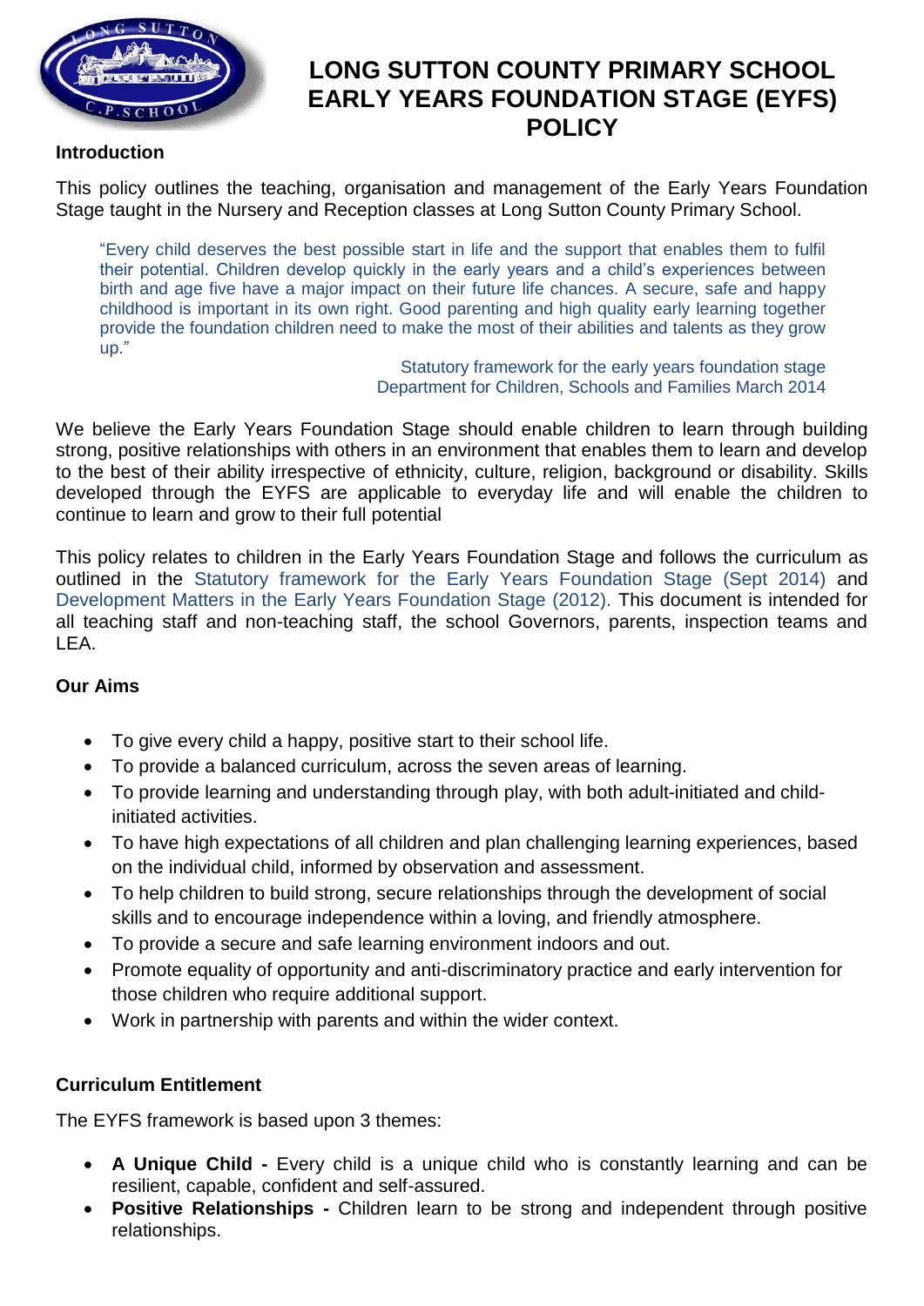# LONG SUTTON COUNTY PRIMARY SCHOOL EARLY YEARS FOUNDATION STAGE (EYFS) POLICY

**Introduction**

This policy outlines the teaching, organisation and management of the Early Years Foundation Stage taught in the Nursery and Reception classes at Long Sutton County Primary School.

> "Every child deserves the best possible start in life and the support that enables them to fulfil their potential. Children develop quickly in the early years and a child's experiences between birth and age five have a major impact on their future life chances. A secure, safe and happy childhood is important in its own right. Good parenting and high quality early learning together provide the foundation children need to make the most of their abilities and talents as they grow up."
>
> Statutory framework for the early years foundation stage
> Department for Children, Schools and Families March 2014

We believe the Early Years Foundation Stage should enable children to learn through building strong, positive relationships with others in an environment that enables them to learn and develop to the best of their ability irrespective of ethnicity, culture, religion, background or disability. Skills developed through the EYFS are applicable to everyday life and will enable the children to continue to learn and grow to their full potential

This policy relates to children in the Early Years Foundation Stage and follows the curriculum as outlined in the Statutory framework for the Early Years Foundation Stage (Sept 2014) and Development Matters in the Early Years Foundation Stage (2012). This document is intended for all teaching staff and non-teaching staff, the school Governors, parents, inspection teams and LEA.

**Our Aims**

- To give every child a happy, positive start to their school life.
- To provide a balanced curriculum, across the seven areas of learning.
- To provide learning and understanding through play, with both adult-initiated and child-initiated activities.
- To have high expectations of all children and plan challenging learning experiences, based on the individual child, informed by observation and assessment.
- To help children to build strong, secure relationships through the development of social skills and to encourage independence within a loving, and friendly atmosphere.
- To provide a secure and safe learning environment indoors and out.
- Promote equality of opportunity and anti-discriminatory practice and early intervention for those children who require additional support.
- Work in partnership with parents and within the wider context.

**Curriculum Entitlement**

The EYFS framework is based upon 3 themes:

- **A Unique Child -** Every child is a unique child who is constantly learning and can be resilient, capable, confident and self-assured.
- **Positive Relationships -** Children learn to be strong and independent through positive relationships.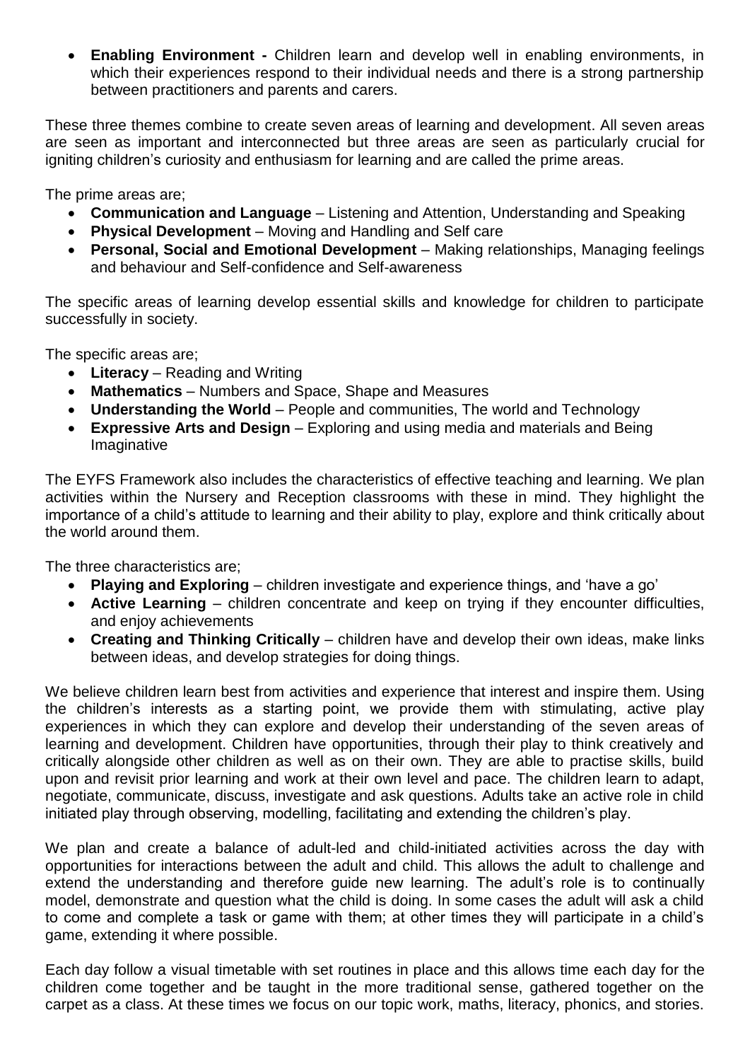- **Enabling Environment -** Children learn and develop well in enabling environments, in which their experiences respond to their individual needs and there is a strong partnership between practitioners and parents and carers.

These three themes combine to create seven areas of learning and development. All seven areas are seen as important and interconnected but three areas are seen as particularly crucial for igniting children's curiosity and enthusiasm for learning and are called the prime areas.

The prime areas are;

- **Communication and Language** – Listening and Attention, Understanding and Speaking
- **Physical Development** – Moving and Handling and Self care
- **Personal, Social and Emotional Development** – Making relationships, Managing feelings and behaviour and Self-confidence and Self-awareness

The specific areas of learning develop essential skills and knowledge for children to participate successfully in society.

The specific areas are;

- **Literacy** – Reading and Writing
- **Mathematics** – Numbers and Space, Shape and Measures
- **Understanding the World** – People and communities, The world and Technology
- **Expressive Arts and Design** – Exploring and using media and materials and Being Imaginative

The EYFS Framework also includes the characteristics of effective teaching and learning. We plan activities within the Nursery and Reception classrooms with these in mind. They highlight the importance of a child's attitude to learning and their ability to play, explore and think critically about the world around them.

The three characteristics are;

- **Playing and Exploring** – children investigate and experience things, and 'have a go'
- **Active Learning** – children concentrate and keep on trying if they encounter difficulties, and enjoy achievements
- **Creating and Thinking Critically** – children have and develop their own ideas, make links between ideas, and develop strategies for doing things.

We believe children learn best from activities and experience that interest and inspire them. Using the children's interests as a starting point, we provide them with stimulating, active play experiences in which they can explore and develop their understanding of the seven areas of learning and development. Children have opportunities, through their play to think creatively and critically alongside other children as well as on their own. They are able to practise skills, build upon and revisit prior learning and work at their own level and pace. The children learn to adapt, negotiate, communicate, discuss, investigate and ask questions. Adults take an active role in child initiated play through observing, modelling, facilitating and extending the children's play.

We plan and create a balance of adult-led and child-initiated activities across the day with opportunities for interactions between the adult and child. This allows the adult to challenge and extend the understanding and therefore guide new learning. The adult's role is to continually model, demonstrate and question what the child is doing. In some cases the adult will ask a child to come and complete a task or game with them; at other times they will participate in a child's game, extending it where possible.

Each day follow a visual timetable with set routines in place and this allows time each day for the children come together and be taught in the more traditional sense, gathered together on the carpet as a class. At these times we focus on our topic work, maths, literacy, phonics, and stories.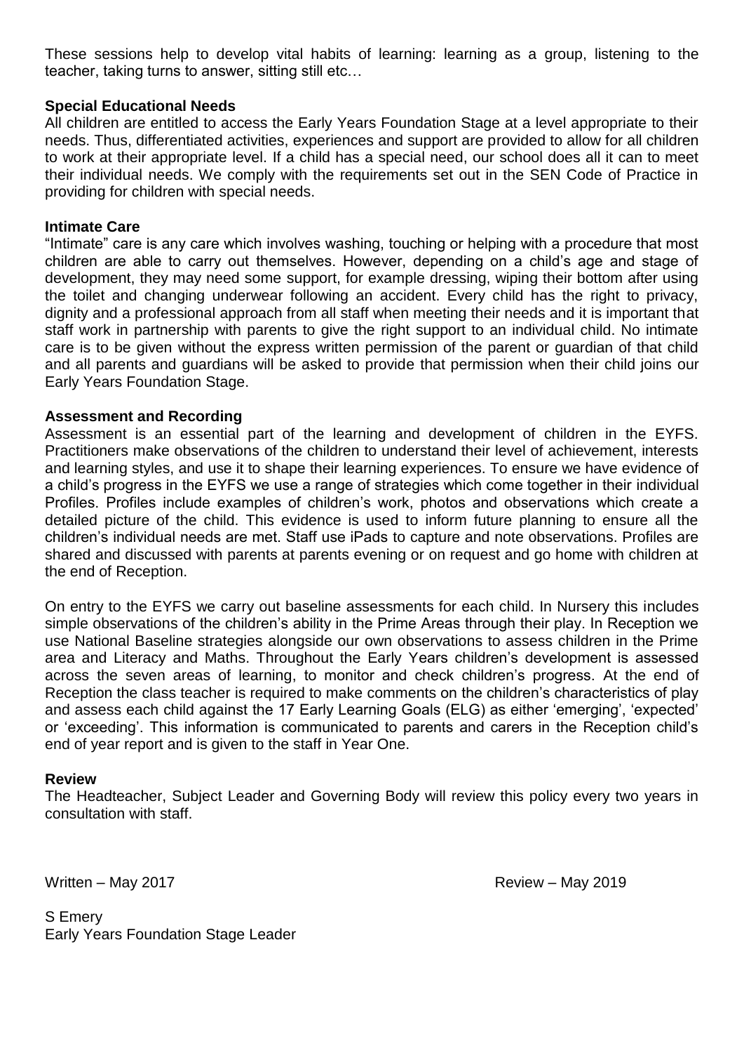These sessions help to develop vital habits of learning: learning as a group, listening to the teacher, taking turns to answer, sitting still etc…

**Special Educational Needs**

All children are entitled to access the Early Years Foundation Stage at a level appropriate to their needs. Thus, differentiated activities, experiences and support are provided to allow for all children to work at their appropriate level. If a child has a special need, our school does all it can to meet their individual needs. We comply with the requirements set out in the SEN Code of Practice in providing for children with special needs.

**Intimate Care**

"Intimate" care is any care which involves washing, touching or helping with a procedure that most children are able to carry out themselves. However, depending on a child's age and stage of development, they may need some support, for example dressing, wiping their bottom after using the toilet and changing underwear following an accident. Every child has the right to privacy, dignity and a professional approach from all staff when meeting their needs and it is important that staff work in partnership with parents to give the right support to an individual child. No intimate care is to be given without the express written permission of the parent or guardian of that child and all parents and guardians will be asked to provide that permission when their child joins our Early Years Foundation Stage.

**Assessment and Recording**

Assessment is an essential part of the learning and development of children in the EYFS. Practitioners make observations of the children to understand their level of achievement, interests and learning styles, and use it to shape their learning experiences. To ensure we have evidence of a child's progress in the EYFS we use a range of strategies which come together in their individual Profiles. Profiles include examples of children's work, photos and observations which create a detailed picture of the child. This evidence is used to inform future planning to ensure all the children's individual needs are met. Staff use iPads to capture and note observations. Profiles are shared and discussed with parents at parents evening or on request and go home with children at the end of Reception.

On entry to the EYFS we carry out baseline assessments for each child. In Nursery this includes simple observations of the children's ability in the Prime Areas through their play. In Reception we use National Baseline strategies alongside our own observations to assess children in the Prime area and Literacy and Maths. Throughout the Early Years children's development is assessed across the seven areas of learning, to monitor and check children's progress. At the end of Reception the class teacher is required to make comments on the children's characteristics of play and assess each child against the 17 Early Learning Goals (ELG) as either 'emerging', 'expected' or 'exceeding'. This information is communicated to parents and carers in the Reception child's end of year report and is given to the staff in Year One.

**Review**

The Headteacher, Subject Leader and Governing Body will review this policy every two years in consultation with staff.

Written – May 2017 Review – May 2019

S Emery
Early Years Foundation Stage Leader